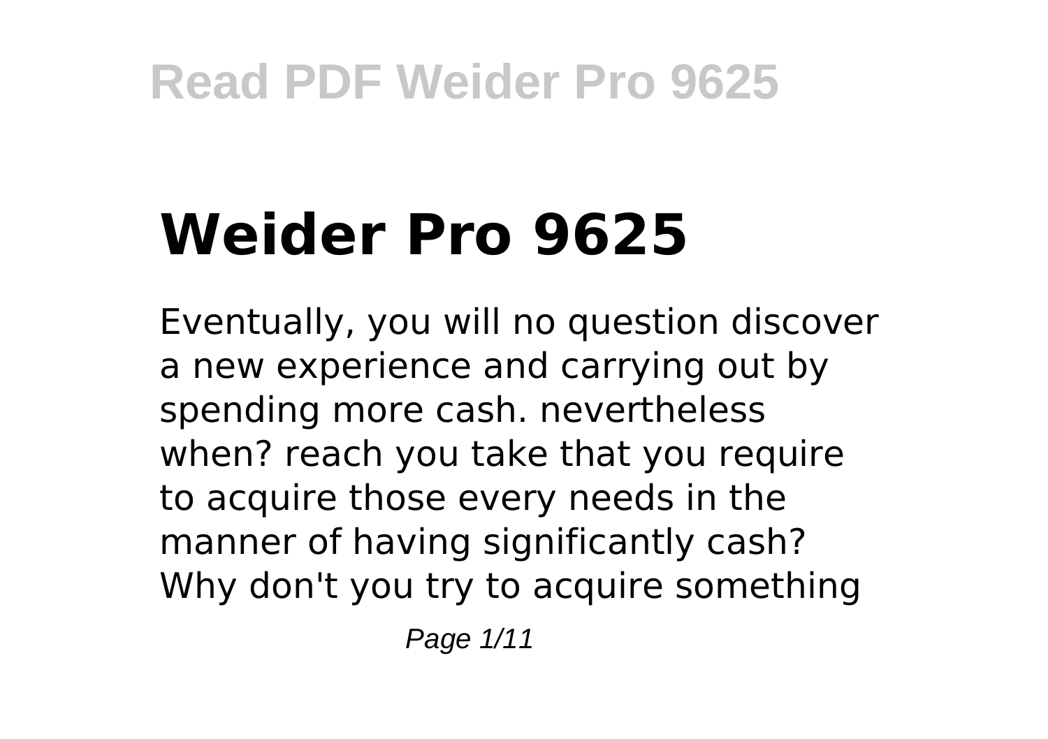# Weider Pro 9625

Eventually, you will no question discover a new experience and carrying out by spending more cash. nevertheless when? reach you take that you require to acquire those every needs in the manner of having significantly cash? Why don't you try to acquire something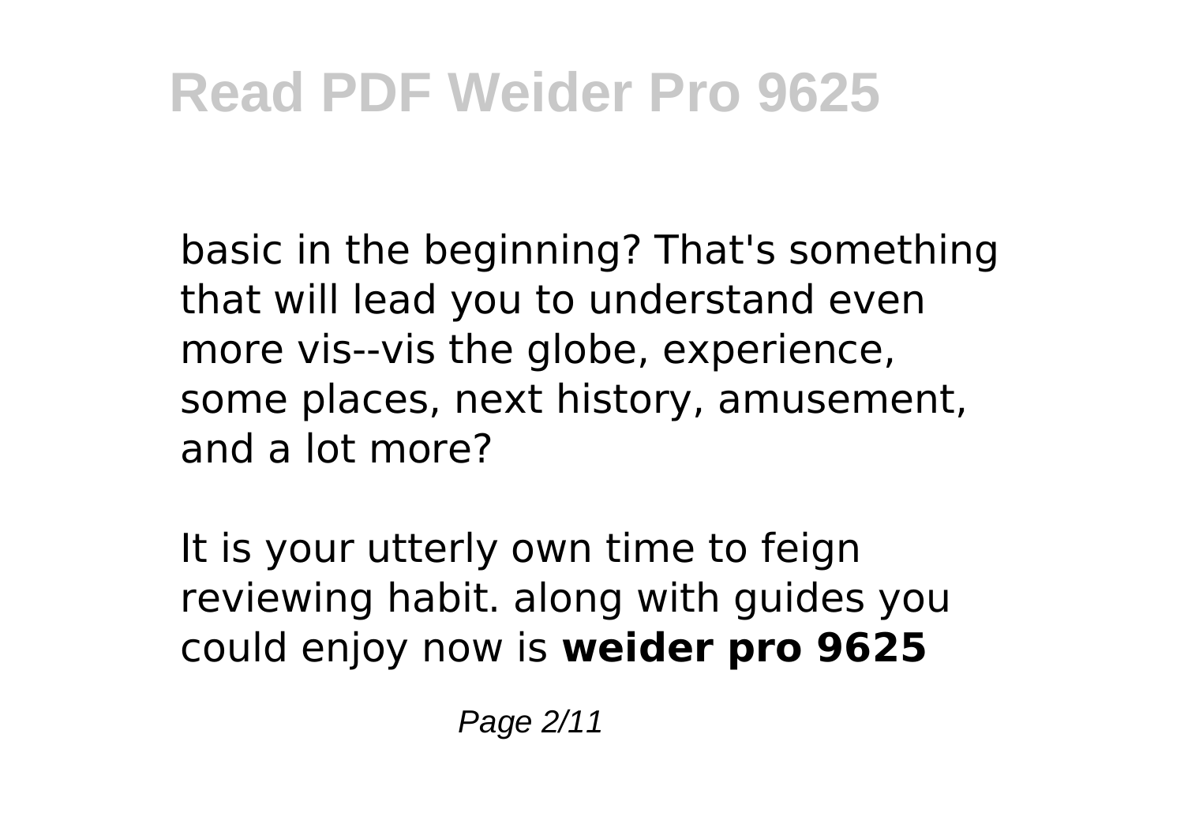basic in the beginning? That's something that will lead you to understand even more vis--vis the globe, experience, some places, next history, amusement, and a lot more?

It is your utterly own time to feign reviewing habit. along with guides you could enjoy now is **weider pro 9625**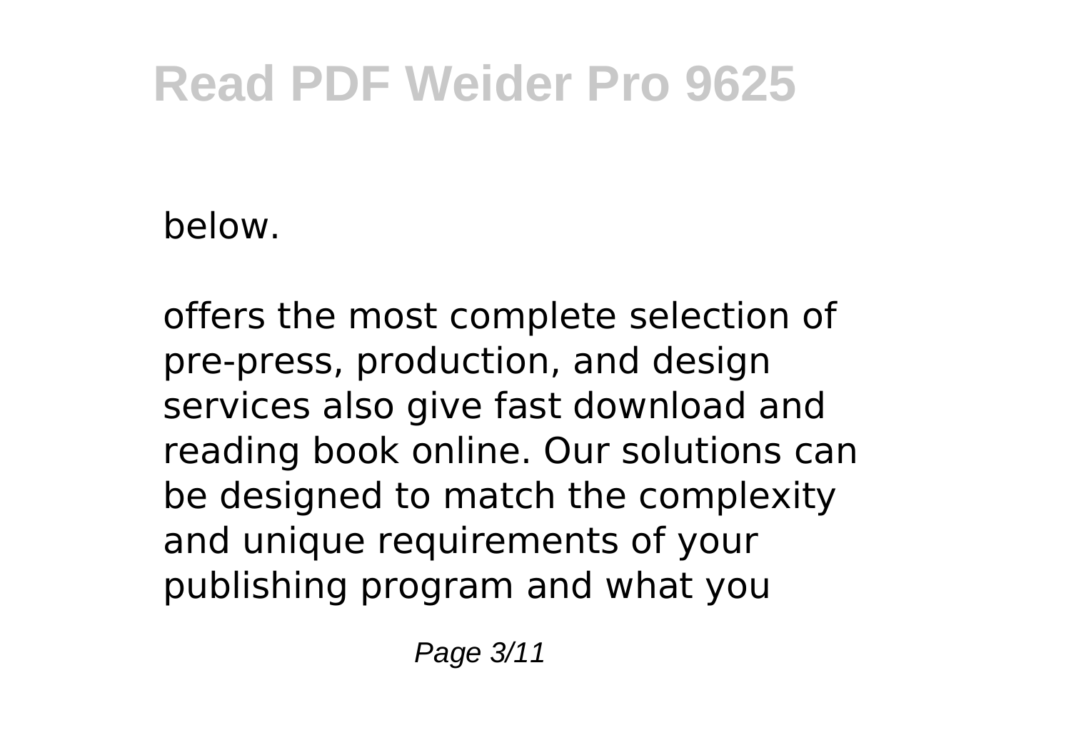below.

offers the most complete selection of pre-press, production, and design services also give fast download and reading book online. Our solutions can be designed to match the complexity and unique requirements of your publishing program and what you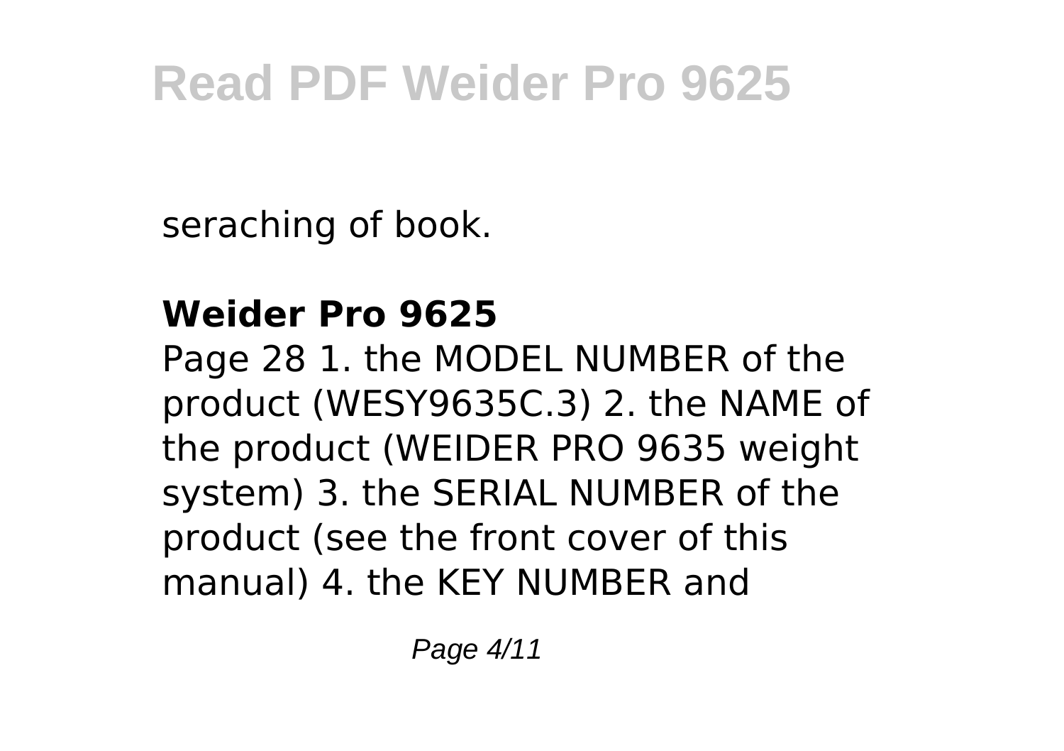seraching of book.

**Weider Pro 9625**

Page 28 1. the MODEL NUMBER of the product (WESY9635C.3) 2. the NAME of the product (WEIDER PRO 9635 weight system) 3. the SERIAL NUMBER of the product (see the front cover of this manual) 4. the KEY NUMBER and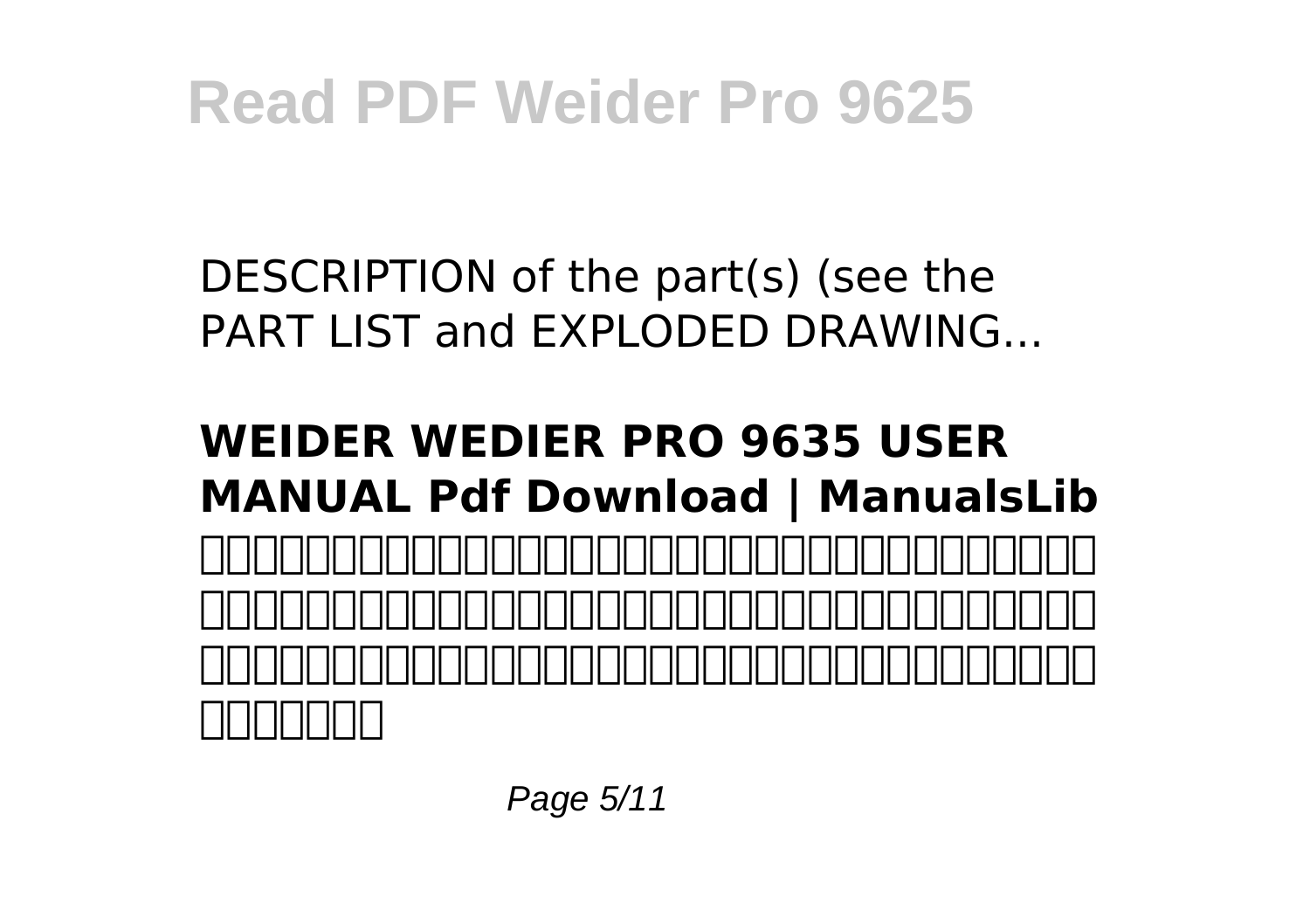DESCRIPTION of the part(s) (see the PART LIST and EXPLODED DRAWING...

**WEIDER WEDIER PRO 9635 USER MANUAL Pdf Download | ManualsLib**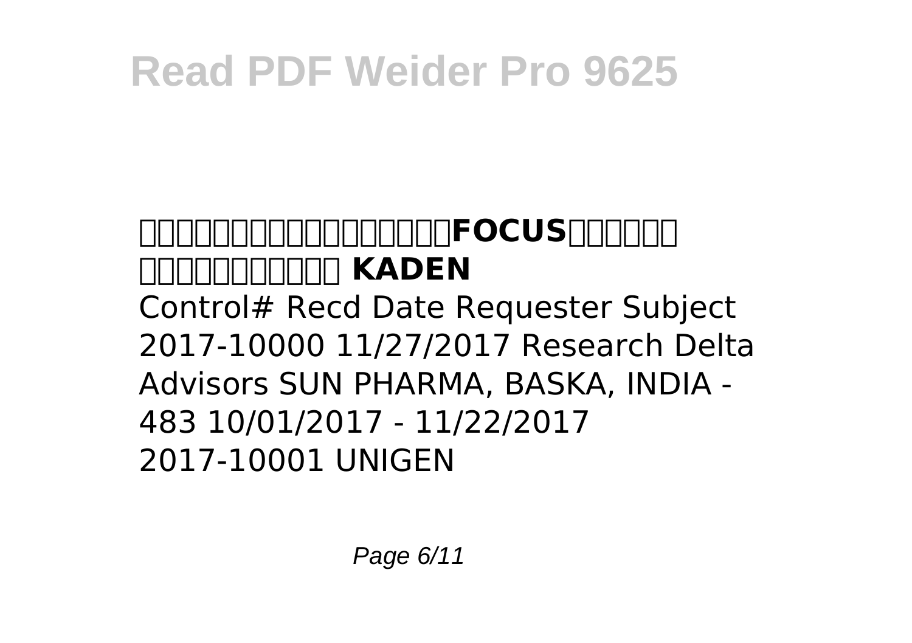**□□□□□□□□□□□□□□□□□□□FOCUS□□□□□□ □□□□□□□□□□□□ KADEN**

Control# Recd Date Requester Subject
2017-10000 11/27/2017 Research Delta Advisors SUN PHARMA, BASKA, INDIA - 483 10/01/2017 - 11/22/2017
2017-10001 UNIGEN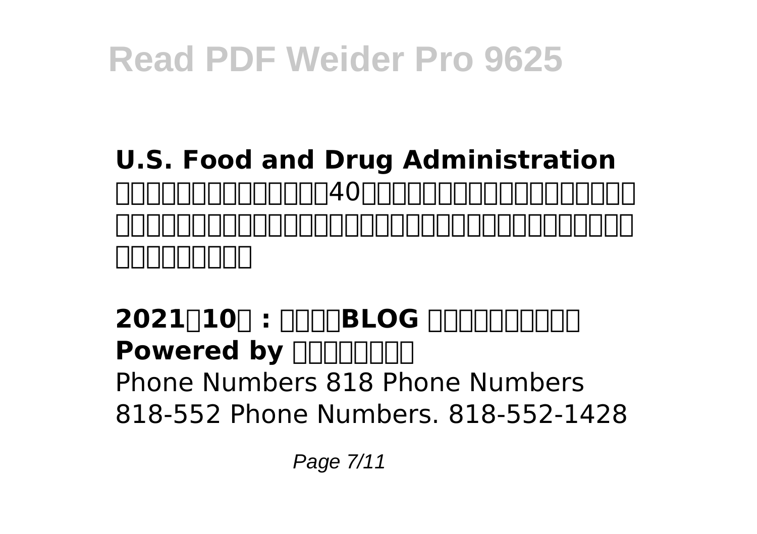**U.S. Food and Drug Administration**
□□□□□□□□□□□□□□□40□□□□□□□□□□□□□□□□□ □□□□□□□□□□□□□□□□□□□□□□□□□□□□□□□□□ □□□□□□□□□

**2021□10□ : □□□□BLOG □□□□□□□□□□ Powered by □□□□□□□□**
Phone Numbers 818 Phone Numbers 818-552 Phone Numbers. 818-552-1428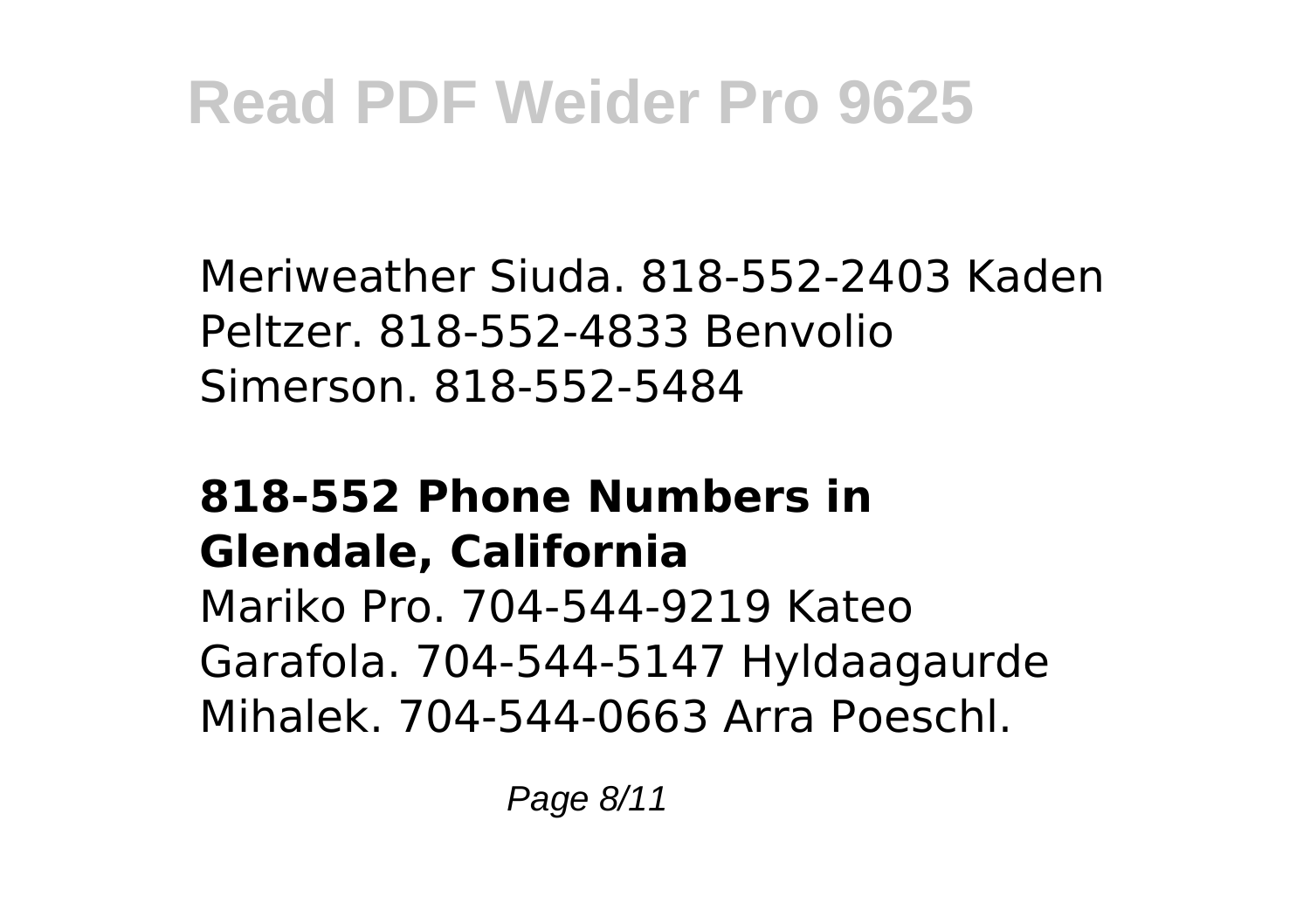Meriweather Siuda. 818-552-2403 Kaden Peltzer. 818-552-4833 Benvolio Simerson. 818-552-5484

## 818-552 Phone Numbers in Glendale, California

Mariko Pro. 704-544-9219 Kateo Garafola. 704-544-5147 Hyldaagaurde Mihalek. 704-544-0663 Arra Poeschl.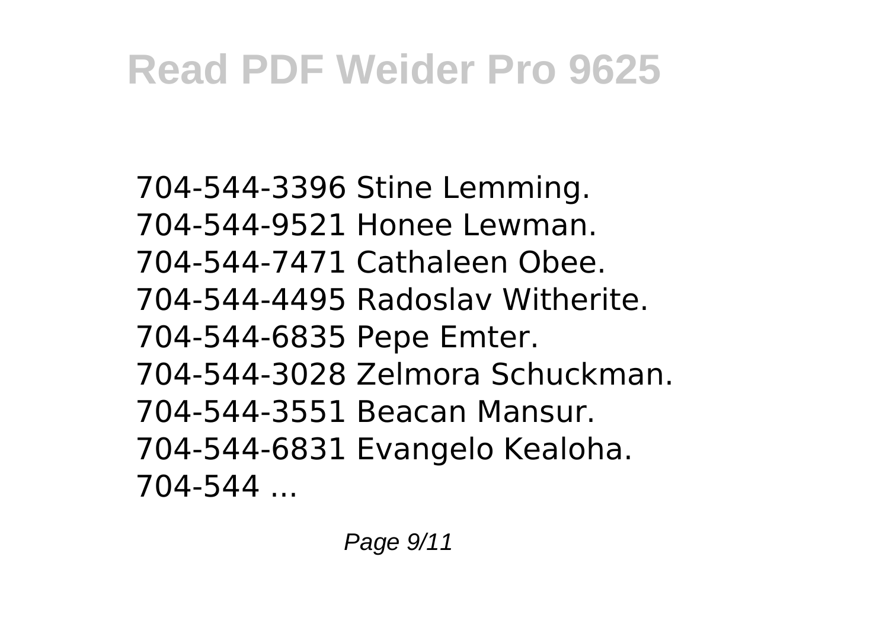704-544-3396 Stine Lemming.
704-544-9521 Honee Lewman.
704-544-7471 Cathaleen Obee.
704-544-4495 Radoslav Witherite.
704-544-6835 Pepe Emter.
704-544-3028 Zelmora Schuckman.
704-544-3551 Beacan Mansur.
704-544-6831 Evangelo Kealoha.
704-544 ...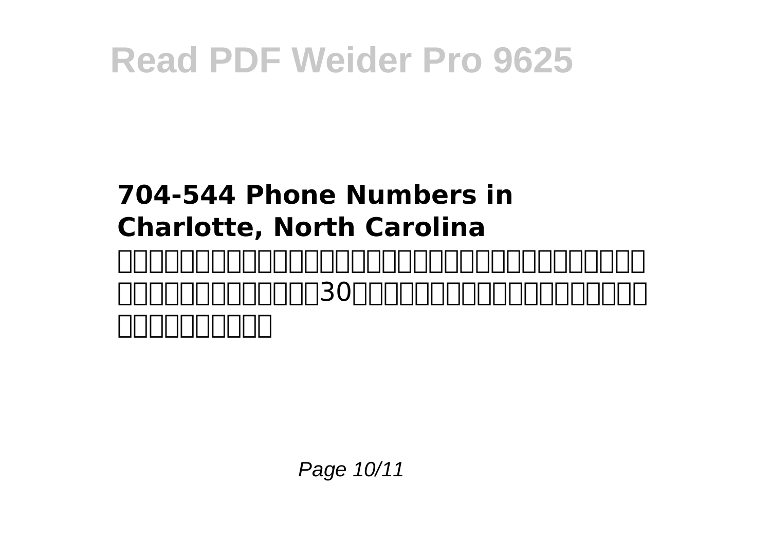**704-544 Phone Numbers in Charlotte, North Carolina**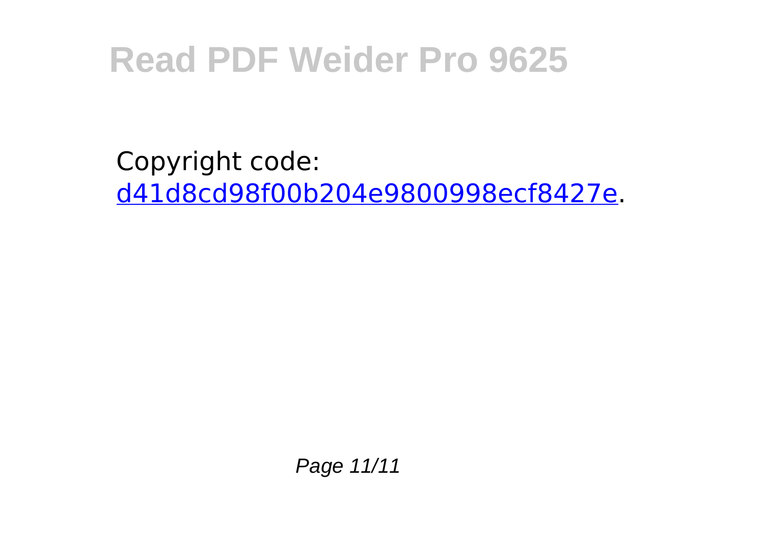Copyright code: d41d8cd98f00b204e9800998ecf8427e.